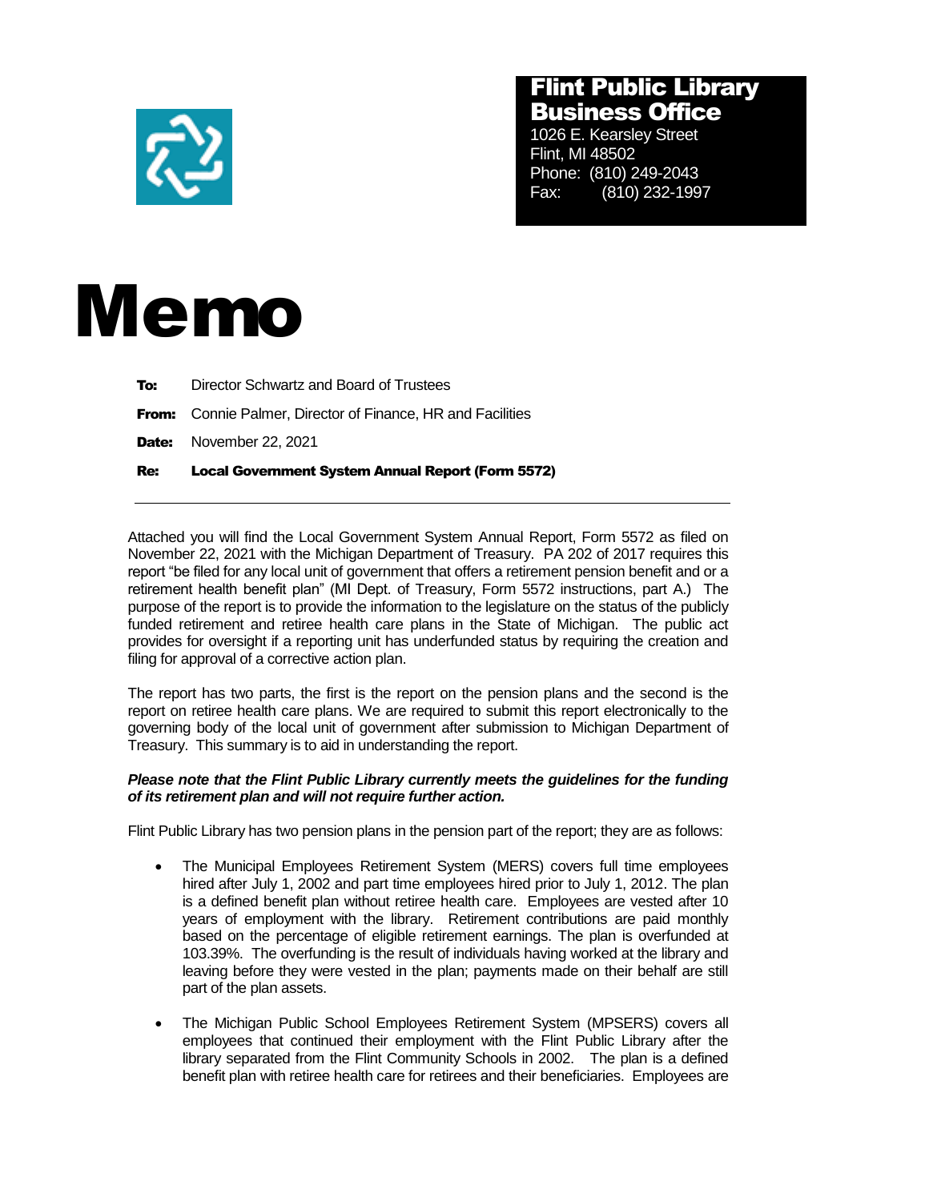**Flint Public Library**
**Business Office**
1026 E. Kearsley Street
Flint, MI 48502
Phone: (810) 249-2043
Fax: (810) 232-1997

# Memo

**To:** Director Schwartz and Board of Trustees

**From:** Connie Palmer, Director of Finance, HR and Facilities

**Date:** November 22, 2021

**Re:** **Local Government System Annual Report (Form 5572)**

---

Attached you will find the Local Government System Annual Report, Form 5572 as filed on November 22, 2021 with the Michigan Department of Treasury. PA 202 of 2017 requires this report "be filed for any local unit of government that offers a retirement pension benefit and or a retirement health benefit plan" (MI Dept. of Treasury, Form 5572 instructions, part A.) The purpose of the report is to provide the information to the legislature on the status of the publicly funded retirement and retiree health care plans in the State of Michigan. The public act provides for oversight if a reporting unit has underfunded status by requiring the creation and filing for approval of a corrective action plan.

The report has two parts, the first is the report on the pension plans and the second is the report on retiree health care plans. We are required to submit this report electronically to the governing body of the local unit of government after submission to Michigan Department of Treasury. This summary is to aid in understanding the report.

***Please note that the Flint Public Library currently meets the guidelines for the funding of its retirement plan and will not require further action.***

Flint Public Library has two pension plans in the pension part of the report; they are as follows:

- The Municipal Employees Retirement System (MERS) covers full time employees hired after July 1, 2002 and part time employees hired prior to July 1, 2012. The plan is a defined benefit plan without retiree health care. Employees are vested after 10 years of employment with the library. Retirement contributions are paid monthly based on the percentage of eligible retirement earnings. The plan is overfunded at 103.39%. The overfunding is the result of individuals having worked at the library and leaving before they were vested in the plan; payments made on their behalf are still part of the plan assets.
- The Michigan Public School Employees Retirement System (MPSERS) covers all employees that continued their employment with the Flint Public Library after the library separated from the Flint Community Schools in 2002. The plan is a defined benefit plan with retiree health care for retirees and their beneficiaries. Employees are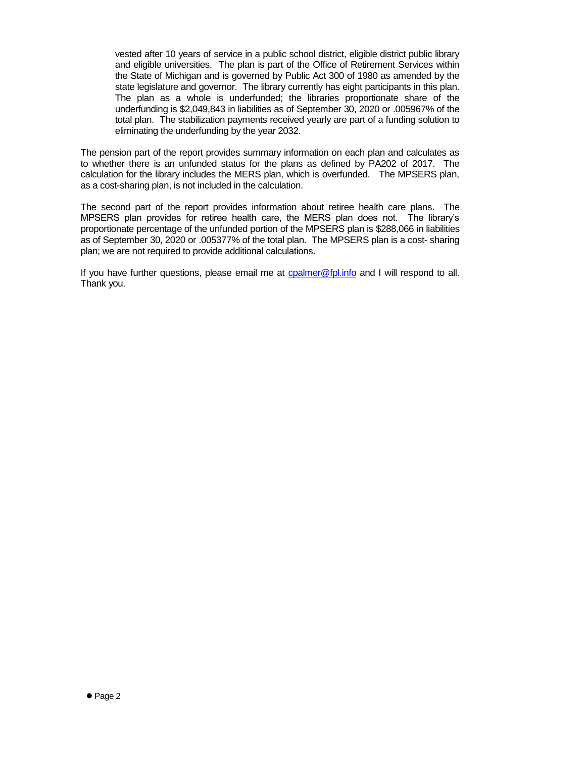vested after 10 years of service in a public school district, eligible district public library and eligible universities. The plan is part of the Office of Retirement Services within the State of Michigan and is governed by Public Act 300 of 1980 as amended by the state legislature and governor. The library currently has eight participants in this plan. The plan as a whole is underfunded; the libraries proportionate share of the underfunding is $2,049,843 in liabilities as of September 30, 2020 or .005967% of the total plan. The stabilization payments received yearly are part of a funding solution to eliminating the underfunding by the year 2032.

The pension part of the report provides summary information on each plan and calculates as to whether there is an unfunded status for the plans as defined by PA202 of 2017. The calculation for the library includes the MERS plan, which is overfunded. The MPSERS plan, as a cost-sharing plan, is not included in the calculation.

The second part of the report provides information about retiree health care plans. The MPSERS plan provides for retiree health care, the MERS plan does not. The library's proportionate percentage of the unfunded portion of the MPSERS plan is $288,066 in liabilities as of September 30, 2020 or .005377% of the total plan. The MPSERS plan is a cost- sharing plan; we are not required to provide additional calculations.

If you have further questions, please email me at cpalmer@fpl.info and I will respond to all. Thank you.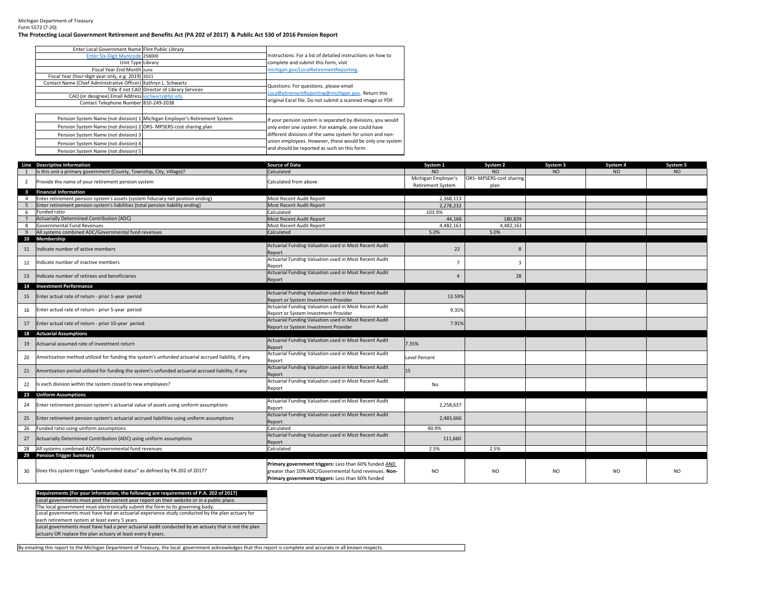Michigan Department of Treasury
Form 5572 (7-20)

**The Protecting Local Government Retirement and Benefits Act (PA 202 of 2017) & Public Act 530 of 2016 Pension Report**

| | |
|---|---|
| Enter Local Government Name | Flint Public Library |
| Enter Six-Digit Municode | 258000 |
| Unit Type | Library |
| Fiscal Year End Month | June |
| Fiscal Year (four-digit year only, e.g. 2019) | 2021 |
| Contact Name (Chief Administrative Officer) | Kathryn L. Schwartz |
| Title if not CAO | Director of Library Services |
| CAO (or designee) Email Address | kschwartz@fpl.info |
| Contact Telephone Number | 810-249-2038 |

Instructions: For a list of detailed instructions on how to complete and submit this form, visit michigan.gov/LocalRetirementReporting.

Questions: For questions, please email LocalRetirementReporting@michigan.gov. Return this original Excel file. Do not submit a scanned image or PDF.

| | |
|---|---|
| Pension System Name (not division) 1 | Michigan Employer's Retirement System |
| Pension System Name (not division) 2 | ORS- MPSERS-cost sharing plan |
| Pension System Name (not division) 3 | |
| Pension System Name (not division) 4 | |
| Pension System Name (not division) 5 | |

If your pension system is separated by divisions, you would only enter one system. For example, one could have different divisions of the same system for union and non-union employees. However, these would be only one system and should be reported as such on this form.

| Line | Descriptive Information | Source of Data | System 1 | System 2 | System 3 | System 4 | System 5 |
|---|---|---|---|---|---|---|---|
| 1 | Is this unit a primary government (County, Township, City, Village)? | Calculated | NO | NO | NO | NO | NO |
| 2 | Provide the name of your retirement pension system | Calculated from above | Michigan Employer's Retirement System | ORS- MPSERS-cost sharing plan | | | |
| 3 | **Financial Information** | | | | | | |
| 4 | Enter retirement pension system's assets (system fiduciary net position ending) | Most Recent Audit Report | 2,368,113 | | | | |
| 5 | Enter retirement pension system's liabilities (total pension liability ending) | Most Recent Audit Report | 2,278,232 | | | | |
| 6 | Funded ratio | Calculated | 103.9% | | | | |
| 7 | Actuarially Determined Contribution (ADC) | Most Recent Audit Report | 44,166 | 180,839 | | | |
| 8 | Governmental Fund Revenues | Most Recent Audit Report | 4,482,161 | 4,482,161 | | | |
| 9 | All systems combined ADC/Governmental fund revenues | Calculated | 5.0% | 5.0% | | | |
| 10 | **Membership** | | | | | | |
| 11 | Indicate number of active members | Actuarial Funding Valuation used in Most Recent Audit Report | 22 | 8 | | | |
| 12 | Indicate number of inactive members | Actuarial Funding Valuation used in Most Recent Audit Report | 7 | 3 | | | |
| 13 | Indicate number of retirees and beneficiaries | Actuarial Funding Valuation used in Most Recent Audit Report | 4 | 28 | | | |
| 14 | **Investment Performance** | | | | | | |
| 15 | Enter actual rate of return - prior 1-year period | Actuarial Funding Valuation used in Most Recent Audit Report or System Investment Provider | 13.59% | | | | |
| 16 | Enter actual rate of return - prior 5-year period | Actuarial Funding Valuation used in Most Recent Audit Report or System Investment Provider | 9.35% | | | | |
| 17 | Enter actual rate of return - prior 10-year period | Actuarial Funding Valuation used in Most Recent Audit Report or System Investment Provider | 7.91% | | | | |
| 18 | **Actuarial Assumptions** | | | | | | |
| 19 | Actuarial assumed rate of investment return | Actuarial Funding Valuation used in Most Recent Audit Report | 7.35% | | | | |
| 20 | Amortization method utilized for funding the system's unfunded actuarial accrued liability, if any | Actuarial Funding Valuation used in Most Recent Audit Report | Level Percent | | | | |
| 21 | Amortization period utilized for funding the system's unfunded actuarial accrued liability, if any | Actuarial Funding Valuation used in Most Recent Audit Report | 15 | | | | |
| 22 | Is each division within the system closed to new employees? | Actuarial Funding Valuation used in Most Recent Audit Report | No | | | | |
| 23 | **Uniform Assumptions** | | | | | | |
| 24 | Enter retirement pension system's actuarial value of assets using uniform assumptions | Actuarial Funding Valuation used in Most Recent Audit Report | 2,258,637 | | | | |
| 25 | Enter retirement pension system's actuarial accrued liabilities using uniform assumptions | Actuarial Funding Valuation used in Most Recent Audit Report | 2,483,666 | | | | |
| 26 | Funded ratio using uniform assumptions | Calculated | 90.9% | | | | |
| 27 | Actuarially Determined Contribution (ADC) using uniform assumptions | Actuarial Funding Valuation used in Most Recent Audit Report | 111,660 | | | | |
| 28 | All systems combined ADC/Governmental fund revenues | Calculated | 2.5% | 2.5% | | | |
| 29 | **Pension Trigger Summary** | | | | | | |
| 30 | Does this system trigger "underfunded status" as defined by PA 202 of 2017? | **Primary government triggers:** Less than 60% funded AND greater than 10% ADC/Governmental fund revenues. **Non-Primary government triggers:** Less than 60% funded | NO | NO | NO | NO | NO |

| **Requirements (For your information, the following are requirements of P.A. 202 of 2017)** |
|---|
| Local governments must post the current year report on their website or in a public place. |
| The local government must electronically submit the form to its governing body. |
| Local governments must have had an actuarial experience study conducted by the plan actuary for each retirement system at least every 5 years. |
| Local governments must have had a peer actuarial audit conducted by an actuary that is not the plan actuary OR replace the plan actuary at least every 8 years. |

By emailing this report to the Michigan Department of Treasury, the local government acknowledges that this report is complete and accurate in all known respects.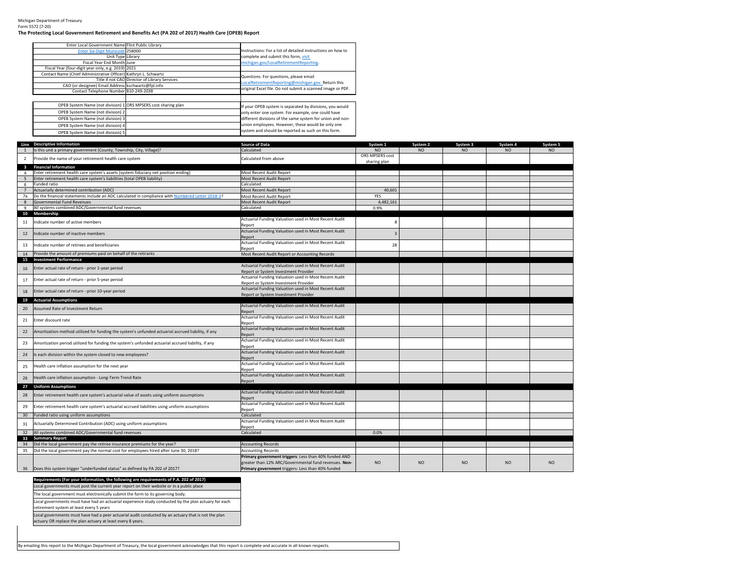Michigan Department of Treasury
Form 5572 (7-20)

**The Protecting Local Government Retirement and Benefits Act (PA 202 of 2017) Health Care (OPEB) Report**

| | |
|---|---|
| Enter Local Government Name | Flint Public Library |
| Enter Six-Digit Municode | 258000 |
| Unit Type | Library |
| Fiscal Year End Month | June |
| Fiscal Year (four-digit year only, e.g. 2019) | 2021 |
| Contact Name (Chief Administrative Officer) | Kathryn L. Schwartz |
| Title if not CAO | Director of Library Services |
| CAO (or designee) Email Address | kschwartz@fpl.info |
| Contact Telephone Number | 810-249-2038 |

Instructions: For a list of detailed instructions on how to complete and submit this form, visit michigan.gov/LocalRetirementReporting.

Questions: For questions, please email LocalRetirementReporting@michigan.gov. Return this original Excel file. Do not submit a scanned image or PDF.

| | |
|---|---|
| OPEB System Name (not division) 1 | ORS MPSERS cost sharing plan |
| OPEB System Name (not division) 2 | |
| OPEB System Name (not division) 3 | |
| OPEB System Name (not division) 4 | |
| OPEB System Name (not division) 5 | |

If your OPEB system is separated by divisions, you would only enter one system. For example, one could have different divisions of the same system for union and non-union employees. However, these would be only one system and should be reported as such on this form.

| Line | Descriptive Information | Source of Data | System 1 | System 2 | System 3 | System 4 | System 5 |
|---|---|---|---|---|---|---|---|
| 1 | Is this unit a primary government (County, Township, City, Village)? | Calculated | NO | NO | NO | NO | NO |
| 2 | Provide the name of your retirement health care system | Calculated from above | ORS MPSERS cost sharing plan | | | | |
| 3 | **Financial Information** | | | | | | |
| 4 | Enter retirement health care system's assets (system fiduciary net position ending) | Most Recent Audit Report | | | | | |
| 5 | Enter retirement health care system's liabilities (total OPEB liability) | Most Recent Audit Report | | | | | |
| 6 | Funded ratio | Calculated | | | | | |
| 7 | Actuarially determined contribution (ADC) | Most Recent Audit Report | 40,601 | | | | |
| 7a | Do the financial statements include an ADC calculated in compliance with Numbered Letter 2018-3? | Most Recent Audit Report | YES | | | | |
| 8 | Governmental Fund Revenues | Most Recent Audit Report | 4,482,161 | | | | |
| 9 | All systems combined ADC/Governmental fund revenues | Calculated | 0.9% | | | | |
| 10 | **Membership** | | | | | | |
| 11 | Indicate number of active members | Actuarial Funding Valuation used in Most Recent Audit Report | 8 | | | | |
| 12 | Indicate number of inactive members | Actuarial Funding Valuation used in Most Recent Audit Report | 3 | | | | |
| 13 | Indicate number of retirees and beneficiaries | Actuarial Funding Valuation used in Most Recent Audit Report | 28 | | | | |
| 14 | Provide the amount of premiums paid on behalf of the retirants | Most Recent Audit Report or Accounting Records | | | | | |
| 15 | **Investment Performance** | | | | | | |
| 16 | Enter actual rate of return - prior 1-year period | Actuarial Funding Valuation used in Most Recent Audit Report or System Investment Provider | | | | | |
| 17 | Enter actual rate of return - prior 5-year period | Actuarial Funding Valuation used in Most Recent Audit Report or System Investment Provider | | | | | |
| 18 | Enter actual rate of return - prior 10-year period | Actuarial Funding Valuation used in Most Recent Audit Report or System Investment Provider | | | | | |
| 19 | **Actuarial Assumptions** | | | | | | |
| 20 | Assumed Rate of Investment Return | Actuarial Funding Valuation used in Most Recent Audit Report | | | | | |
| 21 | Enter discount rate | Actuarial Funding Valuation used in Most Recent Audit Report | | | | | |
| 22 | Amortization method utilized for funding the system's unfunded actuarial accrued liability, if any | Actuarial Funding Valuation used in Most Recent Audit Report | | | | | |
| 23 | Amortization period utilized for funding the system's unfunded actuarial accrued liability, if any | Actuarial Funding Valuation used in Most Recent Audit Report | | | | | |
| 24 | Is each division within the system closed to new employees? | Actuarial Funding Valuation used in Most Recent Audit Report | | | | | |
| 25 | Health care inflation assumption for the next year | Actuarial Funding Valuation used in Most Recent Audit Report | | | | | |
| 26 | Health care inflation assumption - Long-Term Trend Rate | Actuarial Funding Valuation used in Most Recent Audit Report | | | | | |
| 27 | **Uniform Assumptions** | | | | | | |
| 28 | Enter retirement health care system's actuarial value of assets using uniform assumptions | Actuarial Funding Valuation used in Most Recent Audit Report | | | | | |
| 29 | Enter retirement health care system's actuarial accrued liabilities using uniform assumptions | Actuarial Funding Valuation used in Most Recent Audit Report | | | | | |
| 30 | Funded ratio using uniform assumptions | Calculated | | | | | |
| 31 | Actuarially Determined Contribution (ADC) using uniform assumptions | Actuarial Funding Valuation used in Most Recent Audit Report | | | | | |
| 32 | All systems combined ADC/Governmental fund revenues | Calculated | 0.0% | | | | |
| 33 | **Summary Report** | | | | | | |
| 34 | Did the local government pay the retiree insurance premiums for the year? | Accounting Records | | | | | |
| 35 | Did the local government pay the normal cost for employees hired after June 30, 2018? | Accounting Records | | | | | |
| 36 | Does this system trigger "underfunded status" as defined by PA 202 of 2017? | **Primary government triggers**: Less than 40% funded AND greater than 12% ARC/Governmental fund revenues. **Non-Primary government** triggers: Less than 40% funded | NO | NO | NO | NO | NO |

**Requirements (For your information, the following are requirements of P.A. 202 of 2017)**

Local governments must post the current year report on their website or in a public place

The local government must electronically submit the form to its governing body.

Local governments must have had an actuarial experience study conducted by the plan actuary for each retirement system at least every 5 years

Local governments must have had a peer actuarial audit conducted by an actuary that is not the plan actuary OR replace the plan actuary at least every 8 years.

By emailing this report to the Michigan Department of Treasury, the local government acknowledges that this report is complete and accurate in all known respects.